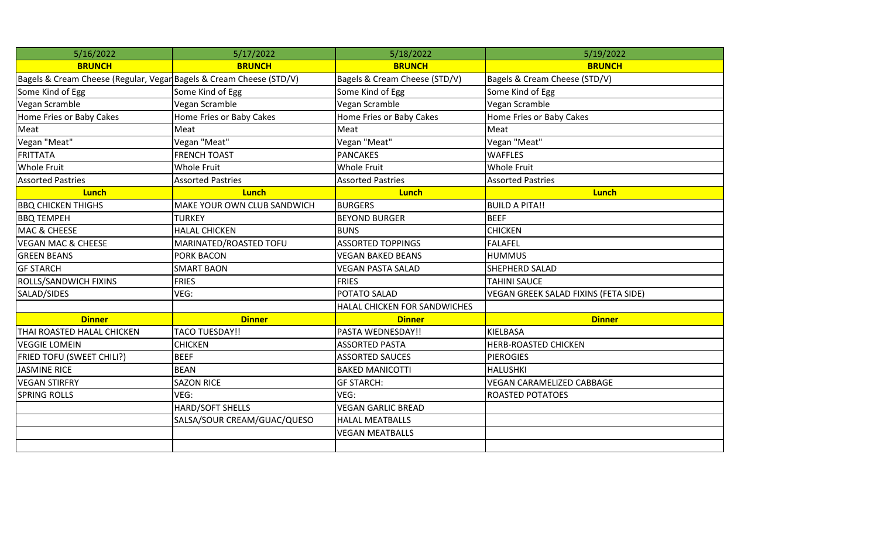| 5/16/2022 | 5/17/2022 | 5/18/2022 | 5/19/2022 |
|---|---|---|---|
| **BRUNCH** | **BRUNCH** | **BRUNCH** | **BRUNCH** |
| Bagels & Cream Cheese (Regular, Vegan | Bagels & Cream Cheese (STD/V) | Bagels & Cream Cheese (STD/V) | Bagels & Cream Cheese (STD/V) |
| Some Kind of Egg | Some Kind of Egg | Some Kind of Egg | Some Kind of Egg |
| Vegan Scramble | Vegan Scramble | Vegan Scramble | Vegan Scramble |
| Home Fries or Baby Cakes | Home Fries or Baby Cakes | Home Fries or Baby Cakes | Home Fries or Baby Cakes |
| Meat | Meat | Meat | Meat |
| Vegan "Meat" | Vegan "Meat" | Vegan "Meat" | Vegan "Meat" |
| FRITTATA | FRENCH TOAST | PANCAKES | WAFFLES |
| Whole Fruit | Whole Fruit | Whole Fruit | Whole Fruit |
| Assorted Pastries | Assorted Pastries | Assorted Pastries | Assorted Pastries |
| **Lunch** | **Lunch** | **Lunch** | **Lunch** |
| BBQ CHICKEN THIGHS | MAKE YOUR OWN CLUB SANDWICH | BURGERS | BUILD A PITA!! |
| BBQ TEMPEH | TURKEY | BEYOND BURGER | BEEF |
| MAC & CHEESE | HALAL CHICKEN | BUNS | CHICKEN |
| VEGAN MAC & CHEESE | MARINATED/ROASTED TOFU | ASSORTED TOPPINGS | FALAFEL |
| GREEN BEANS | PORK BACON | VEGAN BAKED BEANS | HUMMUS |
| GF STARCH | SMART BAON | VEGAN PASTA SALAD | SHEPHERD SALAD |
| ROLLS/SANDWICH FIXINS | FRIES | FRIES | TAHINI SAUCE |
| SALAD/SIDES | VEG: | POTATO SALAD | VEGAN GREEK SALAD FIXINS (FETA SIDE) |
| | | HALAL CHICKEN FOR SANDWICHES | |
| **Dinner** | **Dinner** | **Dinner** | **Dinner** |
| THAI ROASTED HALAL CHICKEN | TACO TUESDAY!! | PASTA WEDNESDAY!! | KIELBASA |
| VEGGIE LOMEIN | CHICKEN | ASSORTED PASTA | HERB-ROASTED CHICKEN |
| FRIED TOFU (SWEET CHILI?) | BEEF | ASSORTED SAUCES | PIEROGIES |
| JASMINE RICE | BEAN | BAKED MANICOTTI | HALUSHKI |
| VEGAN STIRFRY | SAZON RICE | GF STARCH: | VEGAN CARAMELIZED CABBAGE |
| SPRING ROLLS | VEG: | VEG: | ROASTED POTATOES |
| | HARD/SOFT SHELLS | VEGAN GARLIC BREAD | |
| | SALSA/SOUR CREAM/GUAC/QUESO | HALAL MEATBALLS | |
| | | VEGAN MEATBALLS | |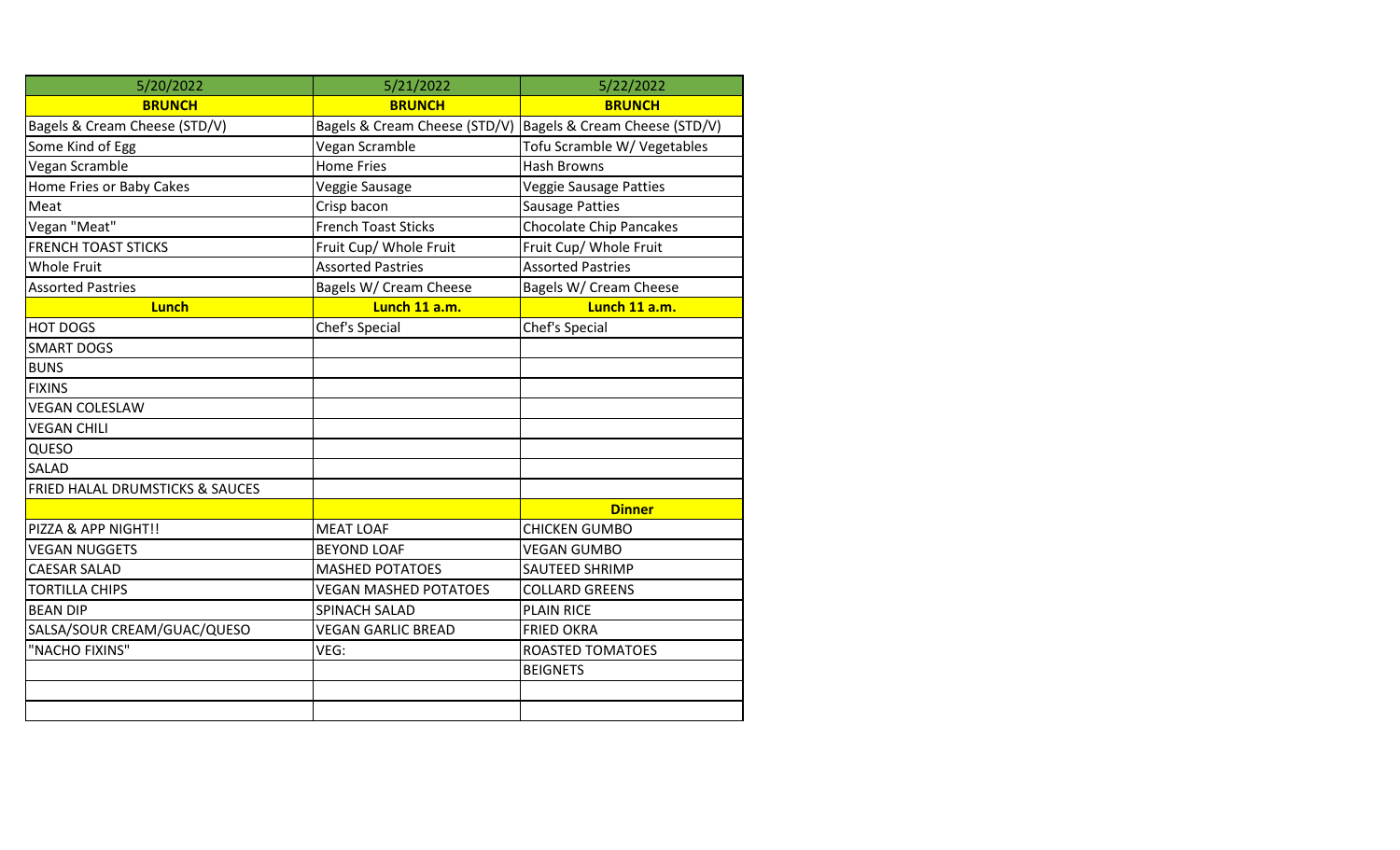| 5/20/2022 | 5/21/2022 | 5/22/2022 |
|---|---|---|
| **BRUNCH** | **BRUNCH** | **BRUNCH** |
| Bagels & Cream Cheese (STD/V) | Bagels & Cream Cheese (STD/V) | Bagels & Cream Cheese (STD/V) |
| Some Kind of Egg | Vegan Scramble | Tofu Scramble W/ Vegetables |
| Vegan Scramble | Home Fries | Hash Browns |
| Home Fries or Baby Cakes | Veggie Sausage | Veggie Sausage Patties |
| Meat | Crisp bacon | Sausage Patties |
| Vegan "Meat" | French Toast Sticks | Chocolate Chip Pancakes |
| FRENCH TOAST STICKS | Fruit Cup/ Whole Fruit | Fruit Cup/ Whole Fruit |
| Whole Fruit | Assorted Pastries | Assorted Pastries |
| Assorted Pastries | Bagels W/ Cream Cheese | Bagels W/ Cream Cheese |
| **Lunch** | **Lunch 11 a.m.** | **Lunch 11 a.m.** |
| HOT DOGS | Chef's Special | Chef's Special |
| SMART DOGS | | |
| BUNS | | |
| FIXINS | | |
| VEGAN COLESLAW | | |
| VEGAN CHILI | | |
| QUESO | | |
| SALAD | | |
| FRIED HALAL DRUMSTICKS & SAUCES | | |
| | | **Dinner** |
| PIZZA & APP NIGHT!! | MEAT LOAF | CHICKEN GUMBO |
| VEGAN NUGGETS | BEYOND LOAF | VEGAN GUMBO |
| CAESAR SALAD | MASHED POTATOES | SAUTEED SHRIMP |
| TORTILLA CHIPS | VEGAN MASHED POTATOES | COLLARD GREENS |
| BEAN DIP | SPINACH SALAD | PLAIN RICE |
| SALSA/SOUR CREAM/GUAC/QUESO | VEGAN GARLIC BREAD | FRIED OKRA |
| "NACHO FIXINS" | VEG: | ROASTED TOMATOES |
| | | BEIGNETS |